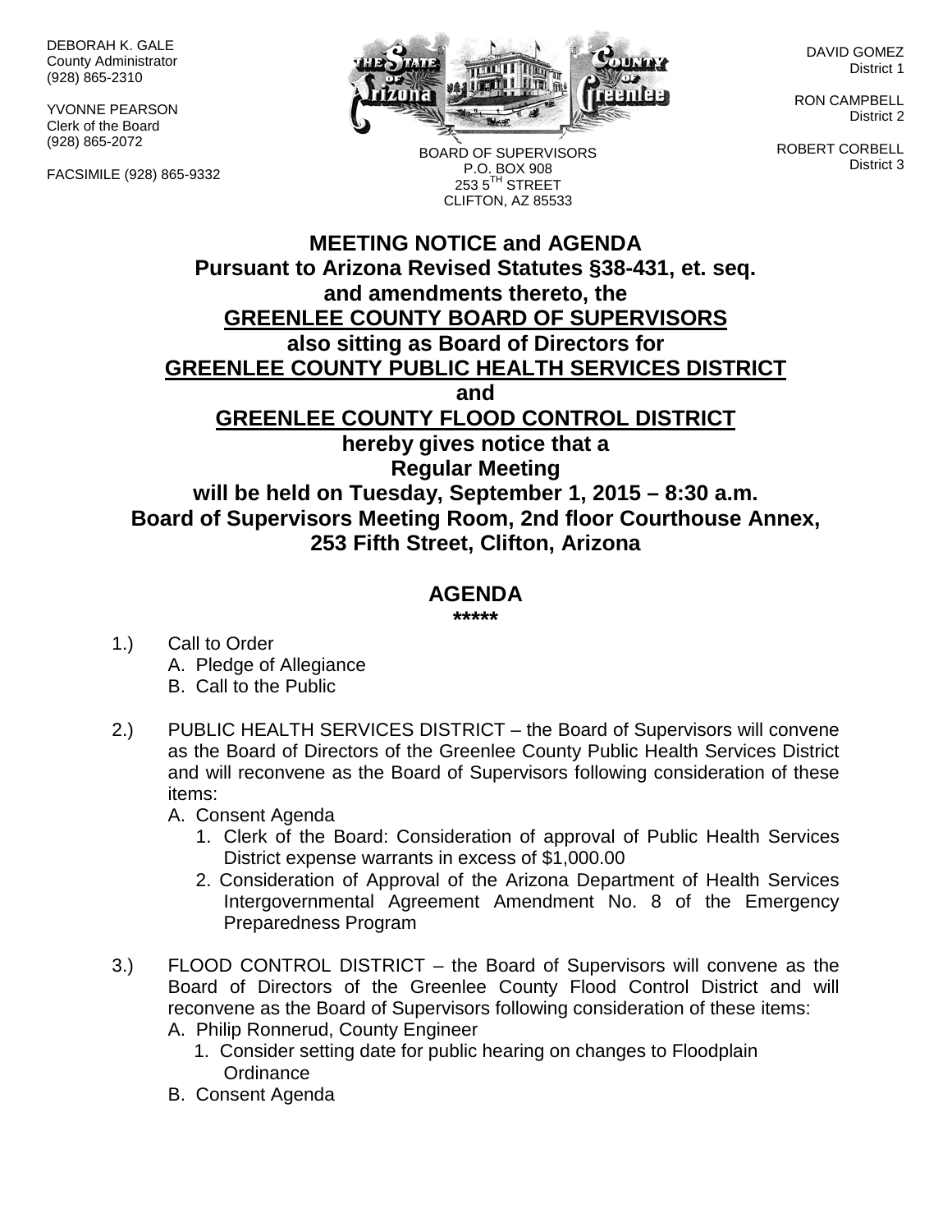DEBORAH K. GALE
County Administrator
(928) 865-2310

YVONNE PEARSON
Clerk of the Board
(928) 865-2072

FACSIMILE (928) 865-9332

BOARD OF SUPERVISORS
P.O. BOX 908
253 5TH STREET
CLIFTON, AZ 85533

DAVID GOMEZ
District 1

RON CAMPBELL
District 2

ROBERT CORBELL
District 3

# MEETING NOTICE and AGENDA
**Pursuant to Arizona Revised Statutes §38-431, et. seq.**
**and amendments thereto, the**
**GREENLEE COUNTY BOARD OF SUPERVISORS**
**also sitting as Board of Directors for**
**GREENLEE COUNTY PUBLIC HEALTH SERVICES DISTRICT**
**and**
**GREENLEE COUNTY FLOOD CONTROL DISTRICT**
**hereby gives notice that a**
**Regular Meeting**
**will be held on Tuesday, September 1, 2015 – 8:30 a.m.**
**Board of Supervisors Meeting Room, 2nd floor Courthouse Annex,**
**253 Fifth Street, Clifton, Arizona**

## AGENDA
*****

1.) Call to Order
   A. Pledge of Allegiance
   B. Call to the Public

2.) PUBLIC HEALTH SERVICES DISTRICT – the Board of Supervisors will convene as the Board of Directors of the Greenlee County Public Health Services District and will reconvene as the Board of Supervisors following consideration of these items:
   A. Consent Agenda
      1. Clerk of the Board: Consideration of approval of Public Health Services District expense warrants in excess of $1,000.00
      2. Consideration of Approval of the Arizona Department of Health Services Intergovernmental Agreement Amendment No. 8 of the Emergency Preparedness Program

3.) FLOOD CONTROL DISTRICT – the Board of Supervisors will convene as the Board of Directors of the Greenlee County Flood Control District and will reconvene as the Board of Supervisors following consideration of these items:
   A. Philip Ronnerud, County Engineer
      1. Consider setting date for public hearing on changes to Floodplain Ordinance
   B. Consent Agenda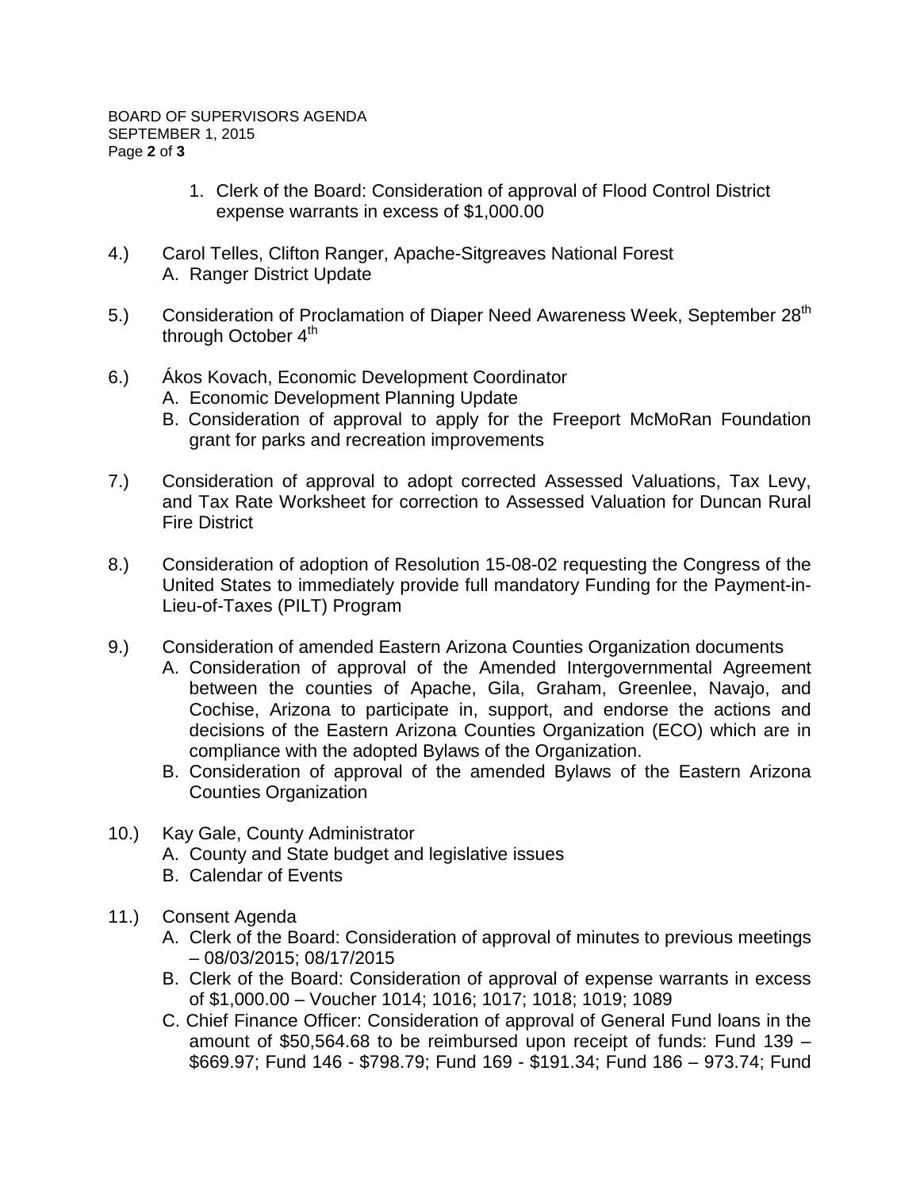1. Clerk of the Board: Consideration of approval of Flood Control District expense warrants in excess of $1,000.00

4.) Carol Telles, Clifton Ranger, Apache-Sitgreaves National Forest
   A. Ranger District Update

5.) Consideration of Proclamation of Diaper Need Awareness Week, September 28th through October 4th

6.) Ákos Kovach, Economic Development Coordinator
   A. Economic Development Planning Update
   B. Consideration of approval to apply for the Freeport McMoRan Foundation grant for parks and recreation improvements

7.) Consideration of approval to adopt corrected Assessed Valuations, Tax Levy, and Tax Rate Worksheet for correction to Assessed Valuation for Duncan Rural Fire District

8.) Consideration of adoption of Resolution 15-08-02 requesting the Congress of the United States to immediately provide full mandatory Funding for the Payment-in-Lieu-of-Taxes (PILT) Program

9.) Consideration of amended Eastern Arizona Counties Organization documents
   A. Consideration of approval of the Amended Intergovernmental Agreement between the counties of Apache, Gila, Graham, Greenlee, Navajo, and Cochise, Arizona to participate in, support, and endorse the actions and decisions of the Eastern Arizona Counties Organization (ECO) which are in compliance with the adopted Bylaws of the Organization.
   B. Consideration of approval of the amended Bylaws of the Eastern Arizona Counties Organization

10.) Kay Gale, County Administrator
   A. County and State budget and legislative issues
   B. Calendar of Events

11.) Consent Agenda
   A. Clerk of the Board: Consideration of approval of minutes to previous meetings – 08/03/2015; 08/17/2015
   B. Clerk of the Board: Consideration of approval of expense warrants in excess of $1,000.00 – Voucher 1014; 1016; 1017; 1018; 1019; 1089
   C. Chief Finance Officer: Consideration of approval of General Fund loans in the amount of $50,564.68 to be reimbursed upon receipt of funds: Fund 139 – $669.97; Fund 146 - $798.79; Fund 169 - $191.34; Fund 186 – 973.74; Fund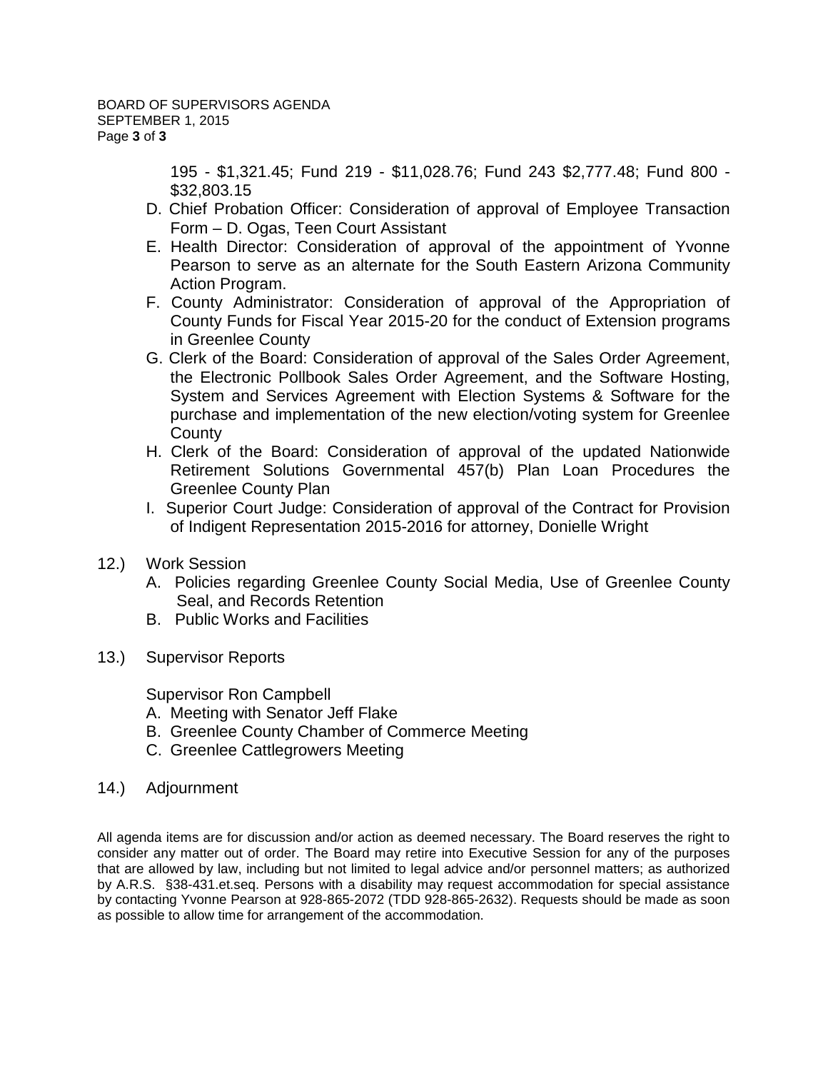195 - $1,321.45; Fund 219 - $11,028.76; Fund 243 $2,777.48; Fund 800 - $32,803.15

D. Chief Probation Officer: Consideration of approval of Employee Transaction Form – D. Ogas, Teen Court Assistant
E. Health Director: Consideration of approval of the appointment of Yvonne Pearson to serve as an alternate for the South Eastern Arizona Community Action Program.
F. County Administrator: Consideration of approval of the Appropriation of County Funds for Fiscal Year 2015-20 for the conduct of Extension programs in Greenlee County
G. Clerk of the Board: Consideration of approval of the Sales Order Agreement, the Electronic Pollbook Sales Order Agreement, and the Software Hosting, System and Services Agreement with Election Systems & Software for the purchase and implementation of the new election/voting system for Greenlee County
H. Clerk of the Board: Consideration of approval of the updated Nationwide Retirement Solutions Governmental 457(b) Plan Loan Procedures the Greenlee County Plan
I. Superior Court Judge: Consideration of approval of the Contract for Provision of Indigent Representation 2015-2016 for attorney, Donielle Wright

12.) Work Session
  A. Policies regarding Greenlee County Social Media, Use of Greenlee County Seal, and Records Retention
  B. Public Works and Facilities

13.) Supervisor Reports

  Supervisor Ron Campbell
  A. Meeting with Senator Jeff Flake
  B. Greenlee County Chamber of Commerce Meeting
  C. Greenlee Cattlegrowers Meeting

14.) Adjournment

All agenda items are for discussion and/or action as deemed necessary. The Board reserves the right to consider any matter out of order. The Board may retire into Executive Session for any of the purposes that are allowed by law, including but not limited to legal advice and/or personnel matters; as authorized by A.R.S. §38-431.et.seq. Persons with a disability may request accommodation for special assistance by contacting Yvonne Pearson at 928-865-2072 (TDD 928-865-2632). Requests should be made as soon as possible to allow time for arrangement of the accommodation.